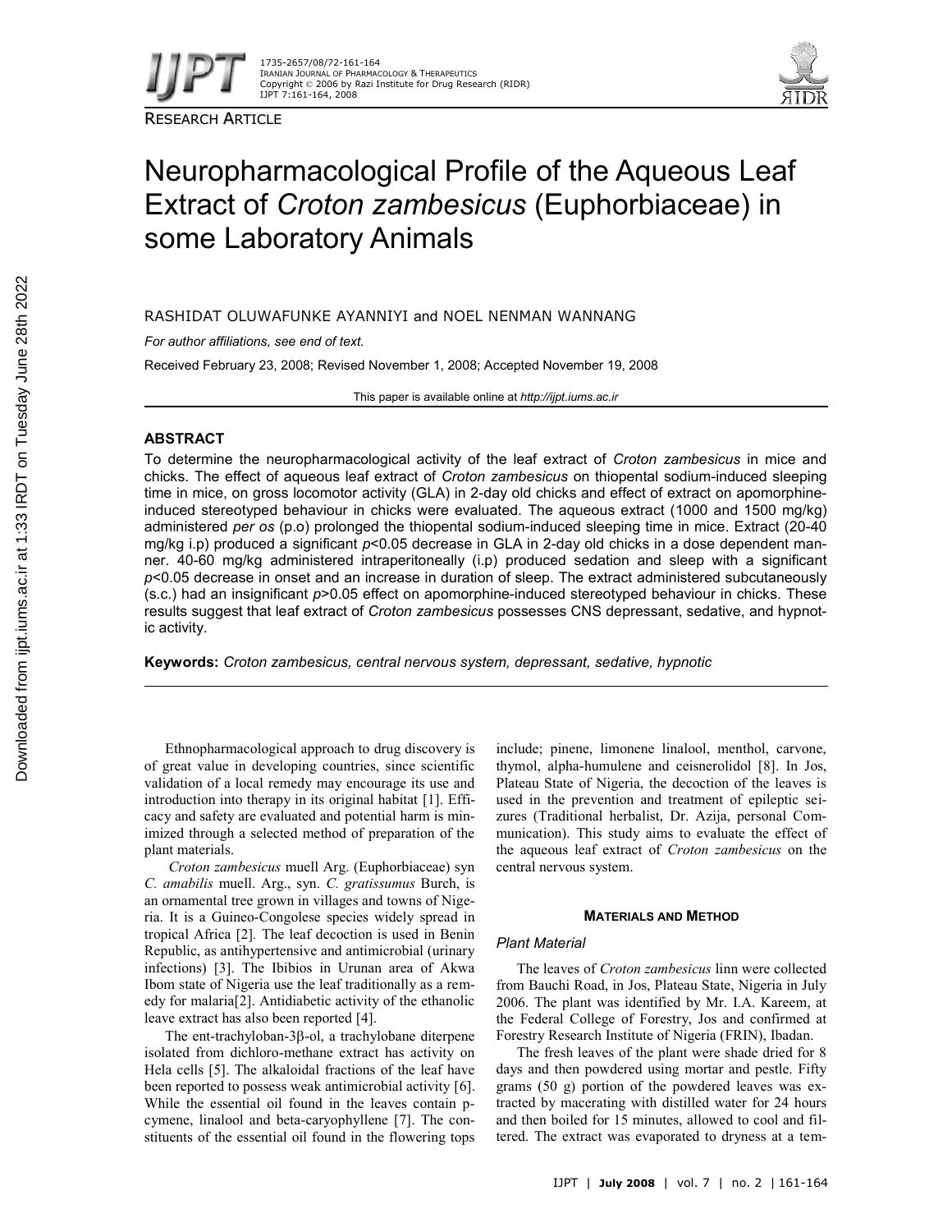RESEARCH ARTICLE

# Neuropharmacological Profile of the Aqueous Leaf Extract of *Croton zambesicus* (Euphorbiaceae) in some Laboratory Animals

RASHIDAT OLUWAFUNKE AYANNIYI and NOEL NENMAN WANNANG

*For author affiliations, see end of text.*

Received February 23, 2008; Revised November 1, 2008; Accepted November 19, 2008

This paper is available online at *http://ijpt.iums.ac.ir*

## ABSTRACT

To determine the neuropharmacological activity of the leaf extract of *Croton zambesicus* in mice and chicks. The effect of aqueous leaf extract of *Croton zambesicus* on thiopental sodium-induced sleeping time in mice, on gross locomotor activity (GLA) in 2-day old chicks and effect of extract on apomorphine-induced stereotyped behaviour in chicks were evaluated. The aqueous extract (1000 and 1500 mg/kg) administered *per os* (p.o) prolonged the thiopental sodium-induced sleeping time in mice. Extract (20-40 mg/kg i.p) produced a significant $p<0.05$ decrease in GLA in 2-day old chicks in a dose dependent manner. 40-60 mg/kg administered intraperitoneally (i.p) produced sedation and sleep with a significant $p<0.05$ decrease in onset and an increase in duration of sleep. The extract administered subcutaneously (s.c.) had an insignificant $p>0.05$ effect on apomorphine-induced stereotyped behaviour in chicks. These results suggest that leaf extract of *Croton zambesicus* possesses CNS depressant, sedative, and hypnotic activity.

**Keywords:** *Croton zambesicus, central nervous system, depressant, sedative, hypnotic*

Ethnopharmacological approach to drug discovery is of great value in developing countries, since scientific validation of a local remedy may encourage its use and introduction into therapy in its original habitat [1]. Efficacy and safety are evaluated and potential harm is minimized through a selected method of preparation of the plant materials.

*Croton zambesicus* muell Arg. (Euphorbiaceae) syn *C. amabilis* muell. Arg., syn. *C. gratissumus* Burch, is an ornamental tree grown in villages and towns of Nigeria. It is a Guineo-Congolese species widely spread in tropical Africa [2]. The leaf decoction is used in Benin Republic, as antihypertensive and antimicrobial (urinary infections) [3]. The Ibibios in Urunan area of Akwa Ibom state of Nigeria use the leaf traditionally as a remedy for malaria[2]. Antidiabetic activity of the ethanolic leave extract has also been reported [4].

The ent-trachyloban-3β-ol, a trachylobane diterpene isolated from dichloro-methane extract has activity on Hela cells [5]. The alkaloidal fractions of the leaf have been reported to possess weak antimicrobial activity [6]. While the essential oil found in the leaves contain p-cymene, linalool and beta-caryophyllene [7]. The constituents of the essential oil found in the flowering tops include; pinene, limonene linalool, menthol, carvone, thymol, alpha-humulene and ceisnerolidol [8]. In Jos, Plateau State of Nigeria, the decoction of the leaves is used in the prevention and treatment of epileptic seizures (Traditional herbalist, Dr. Azija, personal Communication). This study aims to evaluate the effect of the aqueous leaf extract of *Croton zambesicus* on the central nervous system.

## MATERIALS AND METHOD

### Plant Material

The leaves of *Croton zambesicus* linn were collected from Bauchi Road, in Jos, Plateau State, Nigeria in July 2006. The plant was identified by Mr. I.A. Kareem, at the Federal College of Forestry, Jos and confirmed at Forestry Research Institute of Nigeria (FRIN), Ibadan.

The fresh leaves of the plant were shade dried for 8 days and then powdered using mortar and pestle. Fifty grams (50 g) portion of the powdered leaves was extracted by macerating with distilled water for 24 hours and then boiled for 15 minutes, allowed to cool and filtered. The extract was evaporated to dryness at a tem-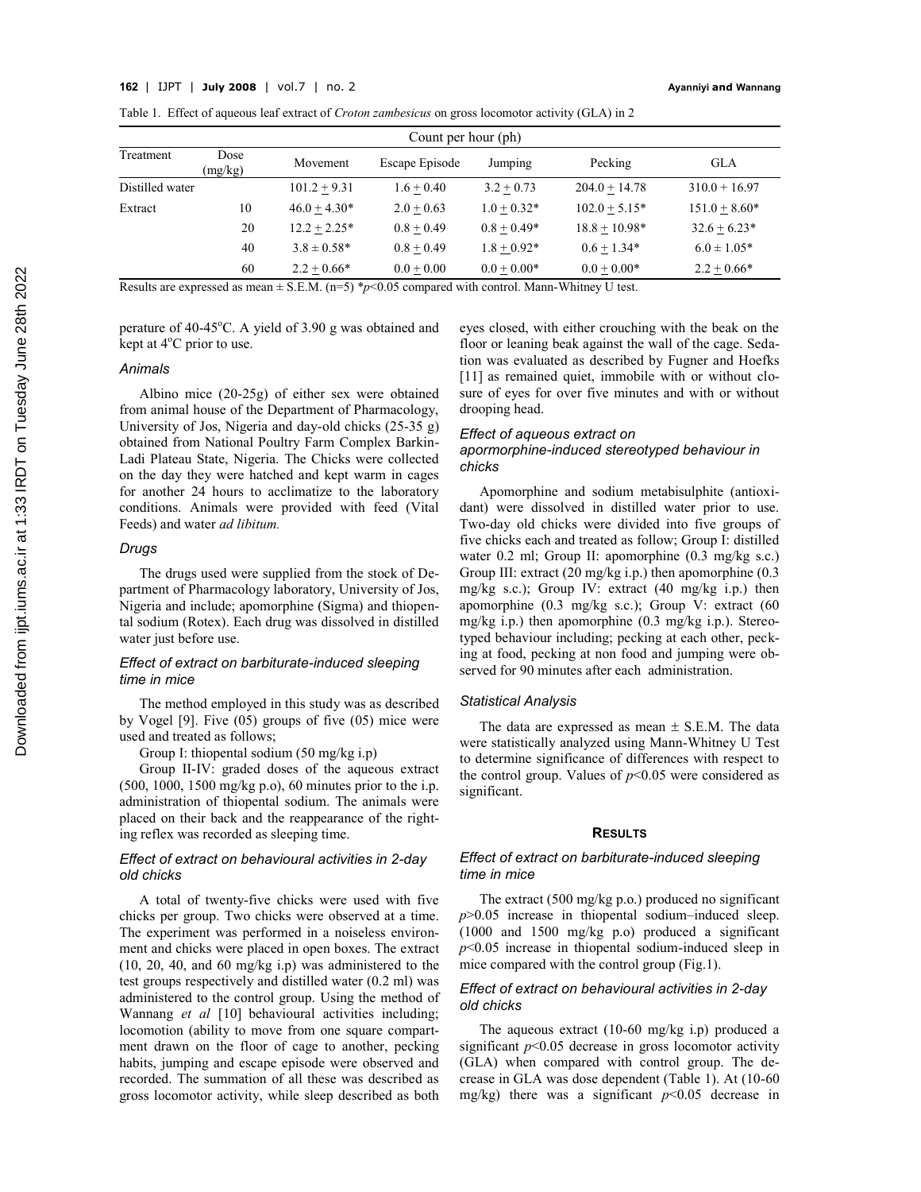Table 1. Effect of aqueous leaf extract of *Croton zambesicus* on gross locomotor activity (GLA) in 2

| Treatment | Dose (mg/kg) | Count per hour (ph) | | | | |
|---|---|---|---|---|---|---|
| | | Movement | Escape Episode | Jumping | Pecking | GLA |
| Distilled water | | 101.2 ± 9.31 | 1.6 ± 0.40 | 3.2 ± 0.73 | 204.0 ± 14.78 | 310.0 + 16.97 |
| Extract | 10 | 46.0 ± 4.30* | 2.0 ± 0.63 | 1.0 ± 0.32* | 102.0 ± 5.15* | 151.0 ± 8.60* |
| | 20 | 12.2 ± 2.25* | 0.8 ± 0.49 | 0.8 ± 0.49* | 18.8 ± 10.98* | 32.6 ± 6.23* |
| | 40 | 3.8 ± 0.58* | 0.8 ± 0.49 | 1.8 ± 0.92* | 0.6 ± 1.34* | 6.0 ± 1.05* |
| | 60 | 2.2 ± 0.66* | 0.0 ± 0.00 | 0.0 ± 0.00* | 0.0 ± 0.00* | 2.2 ± 0.66* |

Results are expressed as mean ± S.E.M. (n=5) *$p<0.05$ compared with control. Mann-Whitney U test.

perature of 40-45°C. A yield of 3.90 g was obtained and kept at 4°C prior to use.

### *Animals*

Albino mice (20-25g) of either sex were obtained from animal house of the Department of Pharmacology, University of Jos, Nigeria and day-old chicks (25-35 g) obtained from National Poultry Farm Complex Barkin-Ladi Plateau State, Nigeria. The Chicks were collected on the day they were hatched and kept warm in cages for another 24 hours to acclimatize to the laboratory conditions. Animals were provided with feed (Vital Feeds) and water *ad libitum.*

### *Drugs*

The drugs used were supplied from the stock of Department of Pharmacology laboratory, University of Jos, Nigeria and include; apomorphine (Sigma) and thiopental sodium (Rotex). Each drug was dissolved in distilled water just before use.

### *Effect of extract on barbiturate-induced sleeping time in mice*

The method employed in this study was as described by Vogel [9]. Five (05) groups of five (05) mice were used and treated as follows;

Group I: thiopental sodium (50 mg/kg i.p)

Group II-IV: graded doses of the aqueous extract (500, 1000, 1500 mg/kg p.o), 60 minutes prior to the i.p. administration of thiopental sodium. The animals were placed on their back and the reappearance of the righting reflex was recorded as sleeping time.

### *Effect of extract on behavioural activities in 2-day old chicks*

A total of twenty-five chicks were used with five chicks per group. Two chicks were observed at a time. The experiment was performed in a noiseless environment and chicks were placed in open boxes. The extract (10, 20, 40, and 60 mg/kg i.p) was administered to the test groups respectively and distilled water (0.2 ml) was administered to the control group. Using the method of Wannang *et al* [10] behavioural activities including; locomotion (ability to move from one square compartment drawn on the floor of cage to another, pecking habits, jumping and escape episode were observed and recorded. The summation of all these was described as gross locomotor activity, while sleep described as both eyes closed, with either crouching with the beak on the floor or leaning beak against the wall of the cage. Sedation was evaluated as described by Fugner and Hoefks [11] as remained quiet, immobile with or without closure of eyes for over five minutes and with or without drooping head.

### *Effect of aqueous extract on apormorphine-induced stereotyped behaviour in chicks*

Apomorphine and sodium metabisulphite (antioxidant) were dissolved in distilled water prior to use. Two-day old chicks were divided into five groups of five chicks each and treated as follow; Group I: distilled water 0.2 ml; Group II: apomorphine (0.3 mg/kg s.c.) Group III: extract (20 mg/kg i.p.) then apomorphine (0.3 mg/kg s.c.); Group IV: extract (40 mg/kg i.p.) then apomorphine (0.3 mg/kg s.c.); Group V: extract (60 mg/kg i.p.) then apomorphine (0.3 mg/kg i.p.). Stereotyped behaviour including; pecking at each other, pecking at food, pecking at non food and jumping were observed for 90 minutes after each administration.

### *Statistical Analysis*

The data are expressed as mean ± S.E.M. The data were statistically analyzed using Mann-Whitney U Test to determine significance of differences with respect to the control group. Values of $p<0.05$ were considered as significant.

## RESULTS

### *Effect of extract on barbiturate-induced sleeping time in mice*

The extract (500 mg/kg p.o.) produced no significant $p>0.05$ increase in thiopental sodium–induced sleep. (1000 and 1500 mg/kg p.o) produced a significant $p<0.05$ increase in thiopental sodium-induced sleep in mice compared with the control group (Fig.1).

### *Effect of extract on behavioural activities in 2-day old chicks*

The aqueous extract (10-60 mg/kg i.p) produced a significant $p<0.05$ decrease in gross locomotor activity (GLA) when compared with control group. The decrease in GLA was dose dependent (Table 1). At (10-60 mg/kg) there was a significant $p<0.05$ decrease in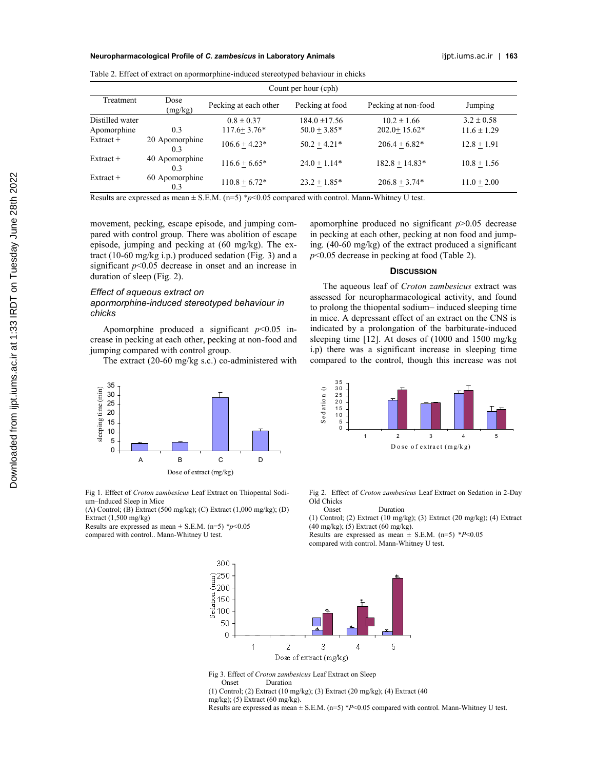Table 2. Effect of extract on apormorphine-induced stereotyped behaviour in chicks

| Treatment | Dose (mg/kg) | Count per hour (cph) | | | |
|---|---|---|---|---|---|
| | | Pecking at each other | Pecking at food | Pecking at non-food | Jumping |
| Distilled water | | 0.8 ± 0.37 | 184.0 ±17.56 | 10.2 ± 1.66 | 3.2 ± 0.58 |
| Apomorphine | 0.3 | 117.6+ 3.76* | 50.0 + 3.85* | 202.0+ 15.62* | 11.6 ± 1.29 |
| Extract + | 20 Apomorphine 0.3 | 106.6 + 4.23* | 50.2 + 4.21* | 206.4 + 6.82* | 12.8 + 1.91 |
| Extract + | 40 Apomorphine 0.3 | 116.6 + 6.65* | 24.0 + 1.14* | 182.8 + 14.83* | 10.8 + 1.56 |
| Extract + | 60 Apomorphine 0.3 | 110.8 + 6.72* | 23.2 + 1.85* | 206.8 + 3.74* | 11.0 + 2.00 |

Results are expressed as mean ± S.E.M. (n=5) *$p$<0.05 compared with control. Mann-Whitney U test.

movement, pecking, escape episode, and jumping compared with control group. There was abolition of escape episode, jumping and pecking at (60 mg/kg). The extract (10-60 mg/kg i.p.) produced sedation (Fig. 3) and a significant $p$<0.05 decrease in onset and an increase in duration of sleep (Fig. 2).

### *Effect of aqueous extract on apormorphine-induced stereotyped behaviour in chicks*

Apomorphine produced a significant $p$<0.05 increase in pecking at each other, pecking at non-food and jumping compared with control group.

The extract (20-60 mg/kg s.c.) co-administered with apomorphine produced no significant $p$>0.05 decrease in pecking at each other, pecking at non food and jumping. (40-60 mg/kg) of the extract produced a significant $p$<0.05 decrease in pecking at food (Table 2).

## Discussion

The aqueous leaf of *Croton zambesicus* extract was assessed for neuropharmacological activity, and found to prolong the thiopental sodium– induced sleeping time in mice. A depressant effect of an extract on the CNS is indicated by a prolongation of the barbiturate-induced sleeping time [12]. At doses of (1000 and 1500 mg/kg i.p) there was a significant increase in sleeping time compared to the control, though this increase was not

sleeping time (min)
35
30
25
20
15
10
5
0
A
B
C
D
Dose of extract (mg/kg)

Fig 1. Effect of *Croton zambesicus* Leaf Extract on Thiopental Sodium–Induced Sleep in Mice
(A) Control; (B) Extract (500 mg/kg); (C) Extract (1,000 mg/kg); (D) Extract (1,500 mg/kg)
Results are expressed as mean ± S.E.M. (n=5) *$p$<0.05 compared with control.. Mann-Whitney U test.

Sedation (
35
30
25
20
15
10
5
0
1
2
3
4
5
Dose of extract (mg/kg)

Fig 2. Effect of *Croton zambesicus* Leaf Extract on Sedation in 2-Day Old Chicks
Onset Duration
(1) Control; (2) Extract (10 mg/kg); (3) Extract (20 mg/kg); (4) Extract (40 mg/kg); (5) Extract (60 mg/kg).
Results are expressed as mean ± S.E.M. (n=5) *$P$<0.05 compared with control. Mann-Whitney U test.

Sedation (min)
300
250
200
150
100
50
0
1
2
3
4
5
Dose of extract (mg/kg)

Fig 3. Effect of *Croton zambesicus* Leaf Extract on Sleep
Onset Duration
(1) Control; (2) Extract (10 mg/kg); (3) Extract (20 mg/kg); (4) Extract (40 mg/kg); (5) Extract (60 mg/kg).
Results are expressed as mean ± S.E.M. (n=5) *$P$<0.05 compared with control. Mann-Whitney U test.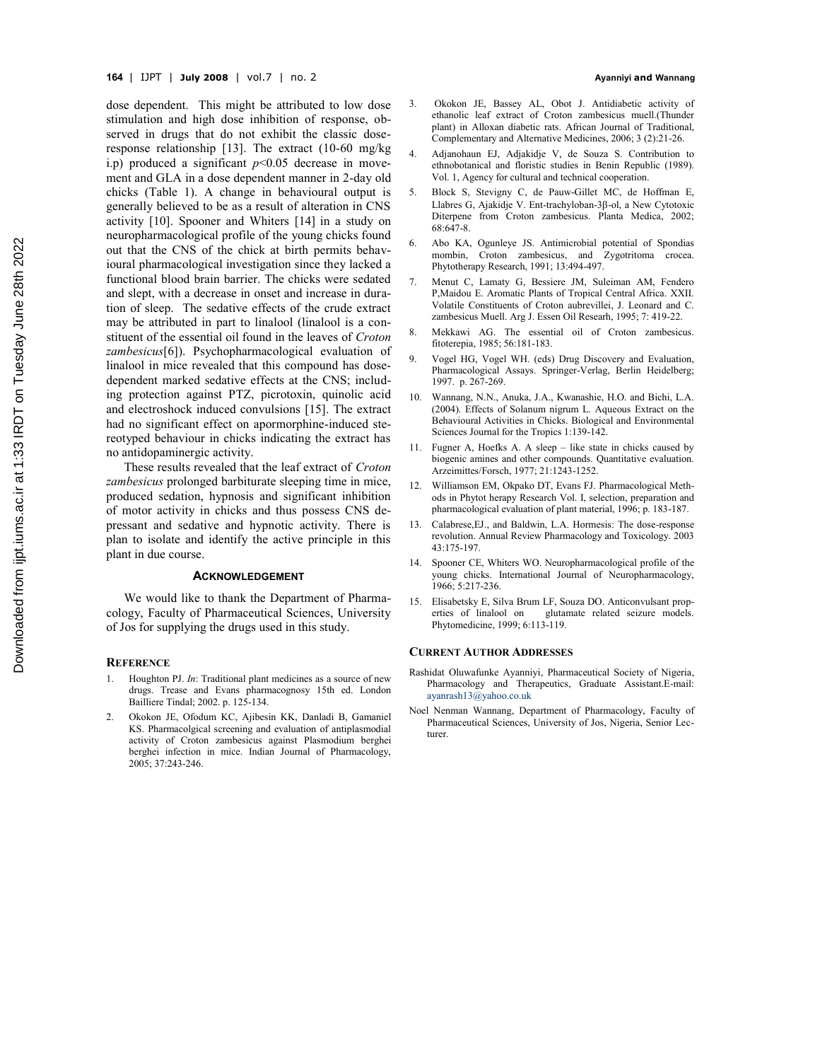dose dependent. This might be attributed to low dose stimulation and high dose inhibition of response, observed in drugs that do not exhibit the classic dose-response relationship [13]. The extract (10-60 mg/kg i.p) produced a significant $p<0.05$ decrease in movement and GLA in a dose dependent manner in 2-day old chicks (Table 1). A change in behavioural output is generally believed to be as a result of alteration in CNS activity [10]. Spooner and Whiters [14] in a study on neuropharmacological profile of the young chicks found out that the CNS of the chick at birth permits behavioural pharmacological investigation since they lacked a functional blood brain barrier. The chicks were sedated and slept, with a decrease in onset and increase in duration of sleep. The sedative effects of the crude extract may be attributed in part to linalool (linalool is a constituent of the essential oil found in the leaves of *Croton zambesicus*[6]). Psychopharmacological evaluation of linalool in mice revealed that this compound has dose-dependent marked sedative effects at the CNS; including protection against PTZ, picrotoxin, quinolic acid and electroshock induced convulsions [15]. The extract had no significant effect on apormorphine-induced stereotyped behaviour in chicks indicating the extract has no antidopaminergic activity.

These results revealed that the leaf extract of *Croton zambesicus* prolonged barbiturate sleeping time in mice, produced sedation, hypnosis and significant inhibition of motor activity in chicks and thus possess CNS depressant and sedative and hypnotic activity. There is plan to isolate and identify the active principle in this plant in due course.

## ACKNOWLEDGEMENT

We would like to thank the Department of Pharmacology, Faculty of Pharmaceutical Sciences, University of Jos for supplying the drugs used in this study.

## REFERENCE

1. Houghton PJ. *In*: Traditional plant medicines as a source of new drugs. Trease and Evans pharmacognosy 15th ed. London Bailliere Tindal; 2002. p. 125-134.
2. Okokon JE, Ofodum KC, Ajibesin KK, Danladi B, Gamaniel KS. Pharmacolgical screening and evaluation of antiplasmodial activity of Croton zambesicus against Plasmodium berghei berghei infection in mice. Indian Journal of Pharmacology, 2005; 37:243-246.
3. Okokon JE, Bassey AL, Obot J. Antidiabetic activity of ethanolic leaf extract of Croton zambesicus muell.(Thunder plant) in Alloxan diabetic rats. African Journal of Traditional, Complementary and Alternative Medicines, 2006; 3 (2):21-26.
4. Adjanohaun EJ, Adjakidje V, de Souza S. Contribution to ethnobotanical and floristic studies in Benin Republic (1989). Vol. 1, Agency for cultural and technical cooperation.
5. Block S, Stevigny C, de Pauw-Gillet MC, de Hoffman E, Llabres G, Ajakidje V. Ent-trachyloban-3β-ol, a New Cytotoxic Diterpene from Croton zambesicus. Planta Medica, 2002; 68:647-8.
6. Abo KA, Ogunleye JS. Antimicrobial potential of Spondias mombin, Croton zambesicus, and Zygotritoma crocea. Phytotherapy Research, 1991; 13:494-497.
7. Menut C, Lamaty G, Bessiere JM, Suleiman AM, Fendero P,Maidou E. Aromatic Plants of Tropical Central Africa. XXII. Volatile Constituents of Croton aubrevillei, J. Leonard and C. zambesicus Muell. Arg J. Essen Oil Researh, 1995; 7: 419-22.
8. Mekkawi AG. The essential oil of Croton zambesicus. fitoterepia, 1985; 56:181-183.
9. Vogel HG, Vogel WH. (eds) Drug Discovery and Evaluation, Pharmacological Assays. Springer-Verlag, Berlin Heidelberg; 1997. p. 267-269.
10. Wannang, N.N., Anuka, J.A., Kwanashie, H.O. and Bichi, L.A. (2004). Effects of Solanum nigrum L. Aqueous Extract on the Behavioural Activities in Chicks. Biological and Environmental Sciences Journal for the Tropics 1:139-142.
11. Fugner A, Hoefks A. A sleep – like state in chicks caused by biogenic amines and other compounds. Quantitative evaluation. Arzeimittes/Forsch, 1977; 21:1243-1252.
12. Williamson EM, Okpako DT, Evans FJ. Pharmacological Methods in Phytot herapy Research Vol. I, selection, preparation and pharmacological evaluation of plant material, 1996; p. 183-187.
13. Calabrese,EJ., and Baldwin, L.A. Hormesis: The dose-response revolution. Annual Review Pharmacology and Toxicology. 2003 43:175-197.
14. Spooner CE, Whiters WO. Neuropharmacological profile of the young chicks. International Journal of Neuropharmacology, 1966; 5:217-236.
15. Elisabetsky E, Silva Brum LF, Souza DO. Anticonvulsant properties of linalool on glutamate related seizure models. Phytomedicine, 1999; 6:113-119.

## CURRENT AUTHOR ADDRESSES

Rashidat Oluwafunke Ayanniyi, Pharmaceutical Society of Nigeria, Pharmacology and Therapeutics, Graduate Assistant.E-mail: ayanrash13@yahoo.co.uk

Noel Nenman Wannang, Department of Pharmacology, Faculty of Pharmaceutical Sciences, University of Jos, Nigeria, Senior Lecturer.